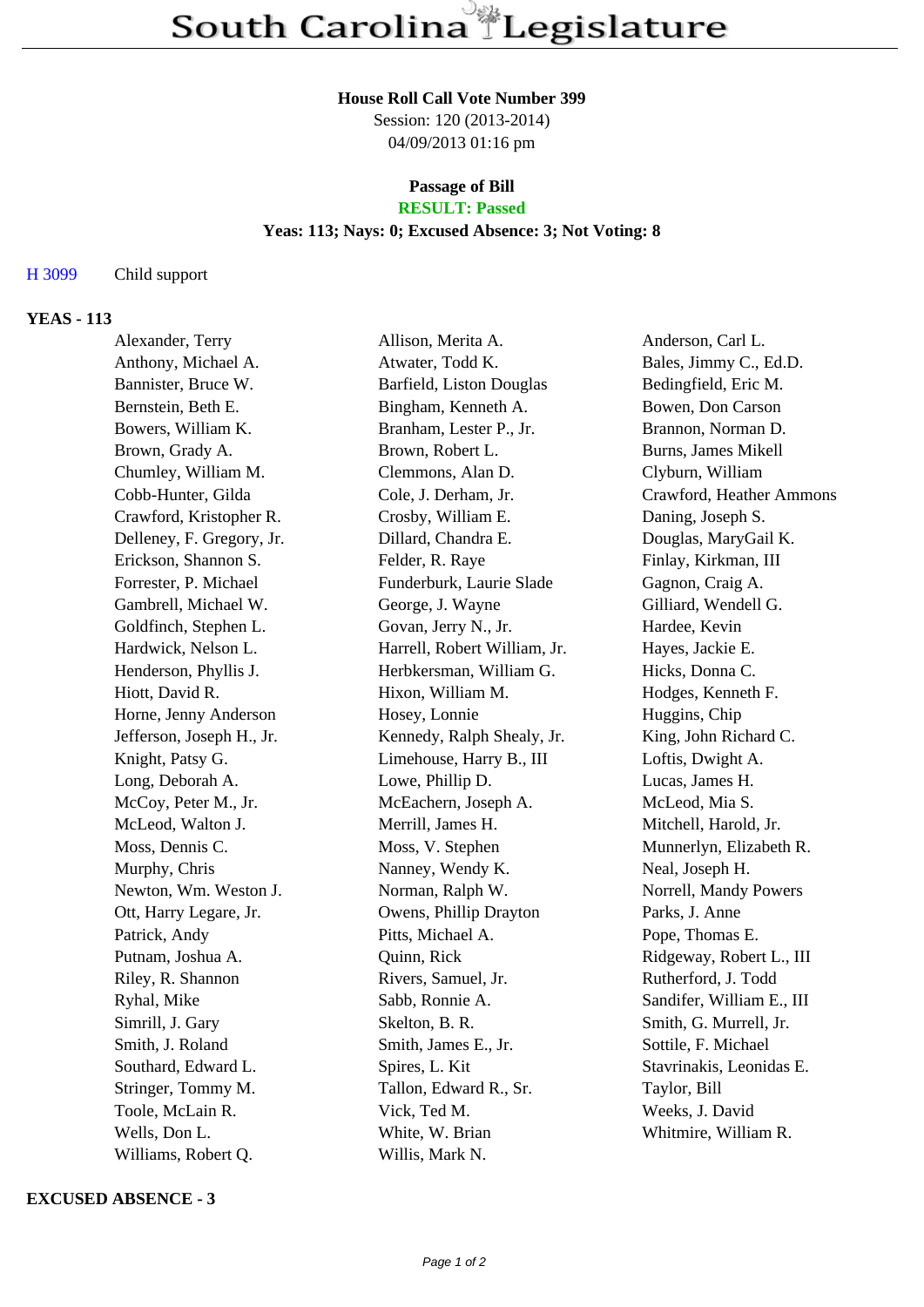# South Carolina Legislature

**House Roll Call Vote Number 399**

Session: 120 (2013-2014)

04/09/2013 01:16 pm

**Passage of Bill**

**RESULT: Passed**

**Yeas: 113; Nays: 0; Excused Absence: 3; Not Voting: 8**

H 3099 Child support

**YEAS - 113**

| | | |
|---|---|---|
| Alexander, Terry | Allison, Merita A. | Anderson, Carl L. |
| Anthony, Michael A. | Atwater, Todd K. | Bales, Jimmy C., Ed.D. |
| Bannister, Bruce W. | Barfield, Liston Douglas | Bedingfield, Eric M. |
| Bernstein, Beth E. | Bingham, Kenneth A. | Bowen, Don Carson |
| Bowers, William K. | Branham, Lester P., Jr. | Brannon, Norman D. |
| Brown, Grady A. | Brown, Robert L. | Burns, James Mikell |
| Chumley, William M. | Clemmons, Alan D. | Clyburn, William |
| Cobb-Hunter, Gilda | Cole, J. Derham, Jr. | Crawford, Heather Ammons |
| Crawford, Kristopher R. | Crosby, William E. | Daning, Joseph S. |
| Delleney, F. Gregory, Jr. | Dillard, Chandra E. | Douglas, MaryGail K. |
| Erickson, Shannon S. | Felder, R. Raye | Finlay, Kirkman, III |
| Forrester, P. Michael | Funderburk, Laurie Slade | Gagnon, Craig A. |
| Gambrell, Michael W. | George, J. Wayne | Gilliard, Wendell G. |
| Goldfinch, Stephen L. | Govan, Jerry N., Jr. | Hardee, Kevin |
| Hardwick, Nelson L. | Harrell, Robert William, Jr. | Hayes, Jackie E. |
| Henderson, Phyllis J. | Herbkersman, William G. | Hicks, Donna C. |
| Hiott, David R. | Hixon, William M. | Hodges, Kenneth F. |
| Horne, Jenny Anderson | Hosey, Lonnie | Huggins, Chip |
| Jefferson, Joseph H., Jr. | Kennedy, Ralph Shealy, Jr. | King, John Richard C. |
| Knight, Patsy G. | Limehouse, Harry B., III | Loftis, Dwight A. |
| Long, Deborah A. | Lowe, Phillip D. | Lucas, James H. |
| McCoy, Peter M., Jr. | McEachern, Joseph A. | McLeod, Mia S. |
| McLeod, Walton J. | Merrill, James H. | Mitchell, Harold, Jr. |
| Moss, Dennis C. | Moss, V. Stephen | Munnerlyn, Elizabeth R. |
| Murphy, Chris | Nanney, Wendy K. | Neal, Joseph H. |
| Newton, Wm. Weston J. | Norman, Ralph W. | Norrell, Mandy Powers |
| Ott, Harry Legare, Jr. | Owens, Phillip Drayton | Parks, J. Anne |
| Patrick, Andy | Pitts, Michael A. | Pope, Thomas E. |
| Putnam, Joshua A. | Quinn, Rick | Ridgeway, Robert L., III |
| Riley, R. Shannon | Rivers, Samuel, Jr. | Rutherford, J. Todd |
| Ryhal, Mike | Sabb, Ronnie A. | Sandifer, William E., III |
| Simrill, J. Gary | Skelton, B. R. | Smith, G. Murrell, Jr. |
| Smith, J. Roland | Smith, James E., Jr. | Sottile, F. Michael |
| Southard, Edward L. | Spires, L. Kit | Stavrinakis, Leonidas E. |
| Stringer, Tommy M. | Tallon, Edward R., Sr. | Taylor, Bill |
| Toole, McLain R. | Vick, Ted M. | Weeks, J. David |
| Wells, Don L. | White, W. Brian | Whitmire, William R. |
| Williams, Robert Q. | Willis, Mark N. | |

**EXCUSED ABSENCE - 3**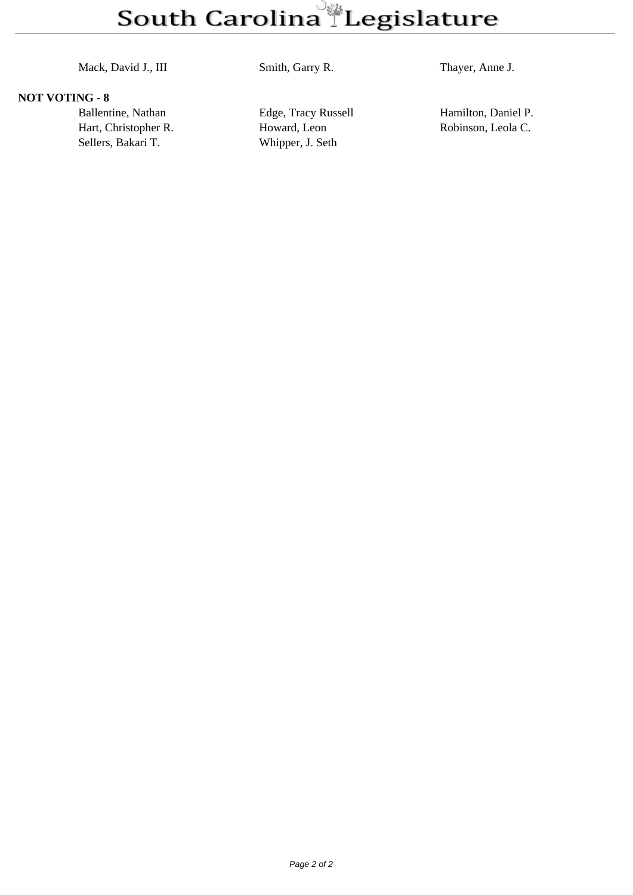| | | |
|---|---|---|
| Mack, David J., III | Smith, Garry R. | Thayer, Anne J. |

**NOT VOTING - 8**

| | | |
|---|---|---|
| Ballentine, Nathan | Edge, Tracy Russell | Hamilton, Daniel P. |
| Hart, Christopher R. | Howard, Leon | Robinson, Leola C. |
| Sellers, Bakari T. | Whipper, J. Seth | |